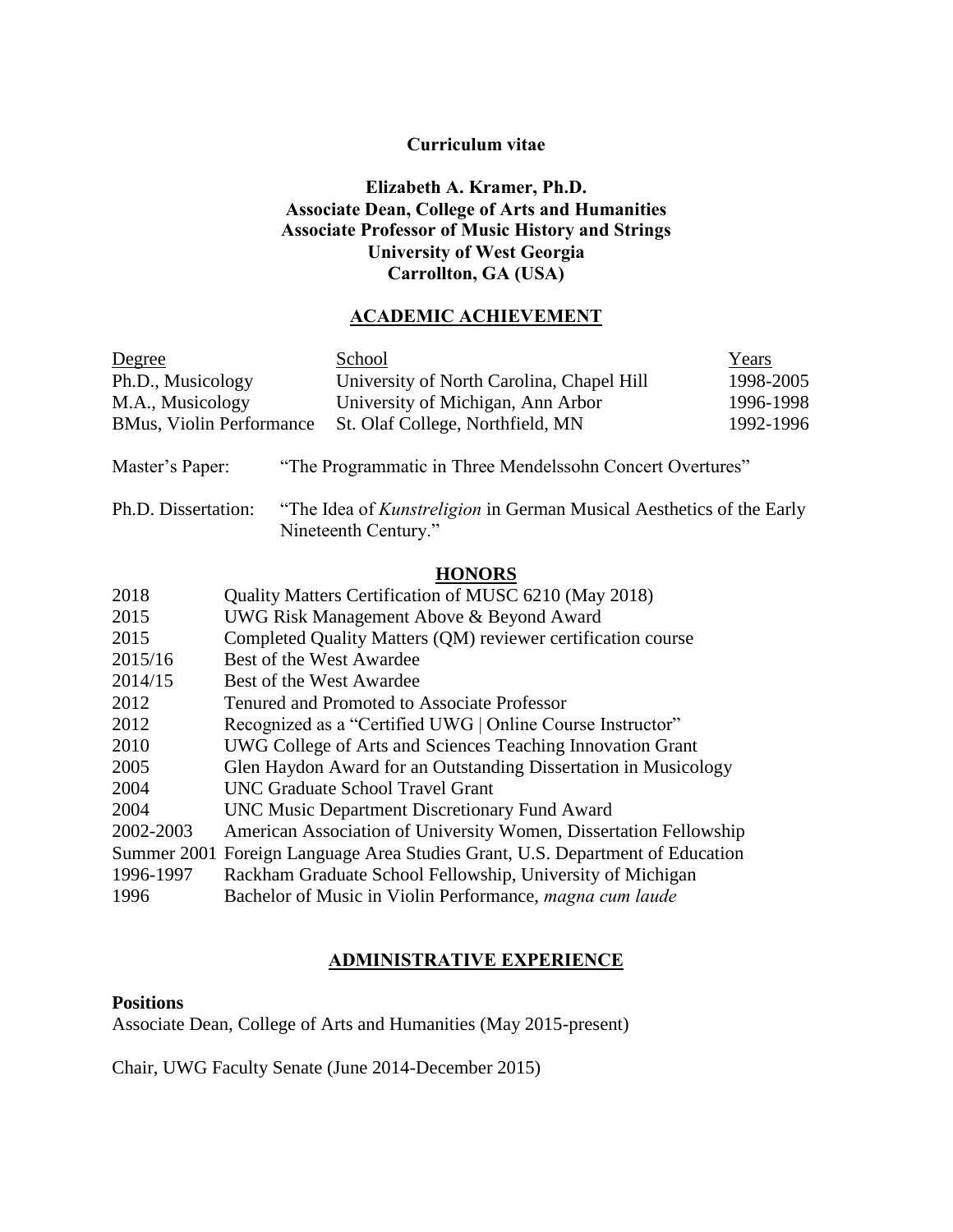**Curriculum vitae**

**Elizabeth A. Kramer, Ph.D.**
**Associate Dean, College of Arts and Humanities**
**Associate Professor of Music History and Strings**
**University of West Georgia**
**Carrollton, GA (USA)**

## ACADEMIC ACHIEVEMENT

| Degree | School | Years |
|---|---|---|
| Ph.D., Musicology | University of North Carolina, Chapel Hill | 1998-2005 |
| M.A., Musicology | University of Michigan, Ann Arbor | 1996-1998 |
| BMus, Violin Performance | St. Olaf College, Northfield, MN | 1992-1996 |

Master's Paper: "The Programmatic in Three Mendelssohn Concert Overtures"

Ph.D. Dissertation: "The Idea of *Kunstreligion* in German Musical Aesthetics of the Early Nineteenth Century."

## HONORS

| | |
|---|---|
| 2018 | Quality Matters Certification of MUSC 6210 (May 2018) |
| 2015 | UWG Risk Management Above & Beyond Award |
| 2015 | Completed Quality Matters (QM) reviewer certification course |
| 2015/16 | Best of the West Awardee |
| 2014/15 | Best of the West Awardee |
| 2012 | Tenured and Promoted to Associate Professor |
| 2012 | Recognized as a "Certified UWG \| Online Course Instructor" |
| 2010 | UWG College of Arts and Sciences Teaching Innovation Grant |
| 2005 | Glen Haydon Award for an Outstanding Dissertation in Musicology |
| 2004 | UNC Graduate School Travel Grant |
| 2004 | UNC Music Department Discretionary Fund Award |
| 2002-2003 | American Association of University Women, Dissertation Fellowship |
| Summer 2001 | Foreign Language Area Studies Grant, U.S. Department of Education |
| 1996-1997 | Rackham Graduate School Fellowship, University of Michigan |
| 1996 | Bachelor of Music in Violin Performance, *magna cum laude* |

## ADMINISTRATIVE EXPERIENCE

**Positions**

Associate Dean, College of Arts and Humanities (May 2015-present)

Chair, UWG Faculty Senate (June 2014-December 2015)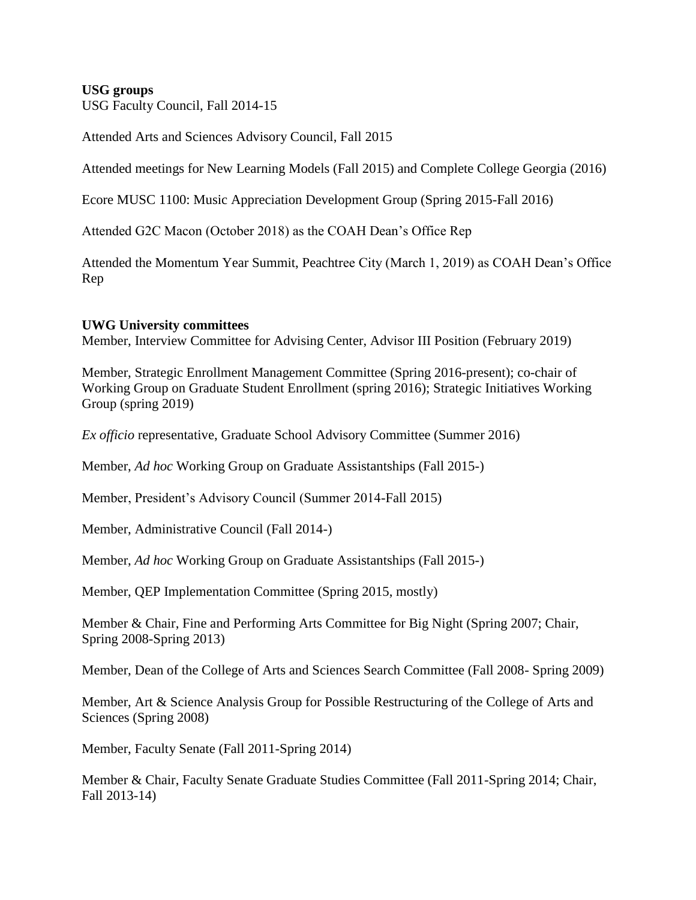**USG groups**

USG Faculty Council, Fall 2014-15

Attended Arts and Sciences Advisory Council, Fall 2015

Attended meetings for New Learning Models (Fall 2015) and Complete College Georgia (2016)

Ecore MUSC 1100: Music Appreciation Development Group (Spring 2015-Fall 2016)

Attended G2C Macon (October 2018) as the COAH Dean's Office Rep

Attended the Momentum Year Summit, Peachtree City (March 1, 2019) as COAH Dean's Office Rep

**UWG University committees**

Member, Interview Committee for Advising Center, Advisor III Position (February 2019)

Member, Strategic Enrollment Management Committee (Spring 2016-present); co-chair of Working Group on Graduate Student Enrollment (spring 2016); Strategic Initiatives Working Group (spring 2019)

*Ex officio* representative, Graduate School Advisory Committee (Summer 2016)

Member, *Ad hoc* Working Group on Graduate Assistantships (Fall 2015-)

Member, President's Advisory Council (Summer 2014-Fall 2015)

Member, Administrative Council (Fall 2014-)

Member, *Ad hoc* Working Group on Graduate Assistantships (Fall 2015-)

Member, QEP Implementation Committee (Spring 2015, mostly)

Member & Chair, Fine and Performing Arts Committee for Big Night (Spring 2007; Chair, Spring 2008-Spring 2013)

Member, Dean of the College of Arts and Sciences Search Committee (Fall 2008- Spring 2009)

Member, Art & Science Analysis Group for Possible Restructuring of the College of Arts and Sciences (Spring 2008)

Member, Faculty Senate (Fall 2011-Spring 2014)

Member & Chair, Faculty Senate Graduate Studies Committee (Fall 2011-Spring 2014; Chair, Fall 2013-14)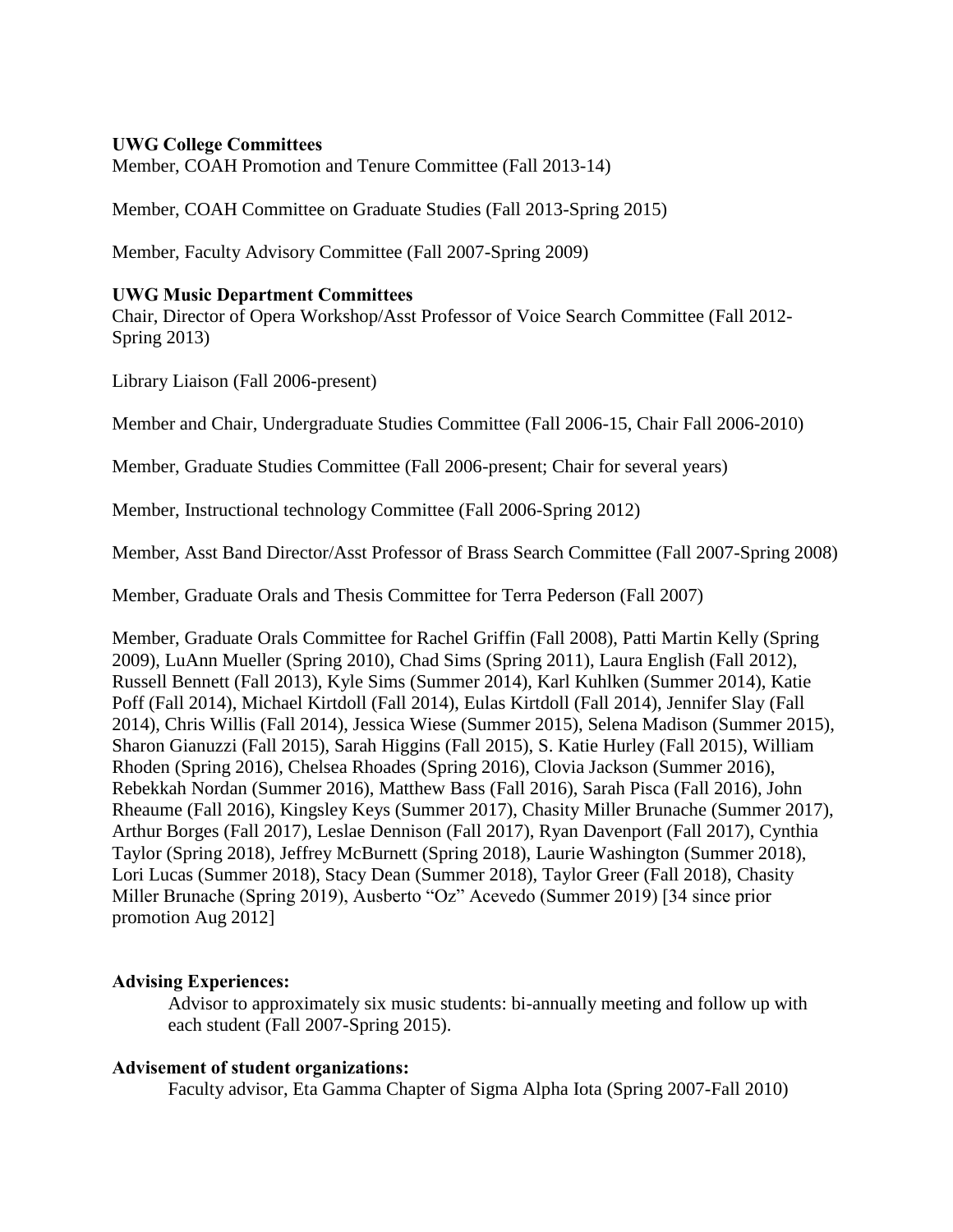**UWG College Committees**

Member, COAH Promotion and Tenure Committee (Fall 2013-14)

Member, COAH Committee on Graduate Studies (Fall 2013-Spring 2015)

Member, Faculty Advisory Committee (Fall 2007-Spring 2009)

**UWG Music Department Committees**

Chair, Director of Opera Workshop/Asst Professor of Voice Search Committee (Fall 2012-Spring 2013)

Library Liaison (Fall 2006-present)

Member and Chair, Undergraduate Studies Committee (Fall 2006-15, Chair Fall 2006-2010)

Member, Graduate Studies Committee (Fall 2006-present; Chair for several years)

Member, Instructional technology Committee (Fall 2006-Spring 2012)

Member, Asst Band Director/Asst Professor of Brass Search Committee (Fall 2007-Spring 2008)

Member, Graduate Orals and Thesis Committee for Terra Pederson (Fall 2007)

Member, Graduate Orals Committee for Rachel Griffin (Fall 2008), Patti Martin Kelly (Spring 2009), LuAnn Mueller (Spring 2010), Chad Sims (Spring 2011), Laura English (Fall 2012), Russell Bennett (Fall 2013), Kyle Sims (Summer 2014), Karl Kuhlken (Summer 2014), Katie Poff (Fall 2014), Michael Kirtdoll (Fall 2014), Eulas Kirtdoll (Fall 2014), Jennifer Slay (Fall 2014), Chris Willis (Fall 2014), Jessica Wiese (Summer 2015), Selena Madison (Summer 2015), Sharon Gianuzzi (Fall 2015), Sarah Higgins (Fall 2015), S. Katie Hurley (Fall 2015), William Rhoden (Spring 2016), Chelsea Rhoades (Spring 2016), Clovia Jackson (Summer 2016), Rebekkah Nordan (Summer 2016), Matthew Bass (Fall 2016), Sarah Pisca (Fall 2016), John Rheaume (Fall 2016), Kingsley Keys (Summer 2017), Chasity Miller Brunache (Summer 2017), Arthur Borges (Fall 2017), Leslae Dennison (Fall 2017), Ryan Davenport (Fall 2017), Cynthia Taylor (Spring 2018), Jeffrey McBurnett (Spring 2018), Laurie Washington (Summer 2018), Lori Lucas (Summer 2018), Stacy Dean (Summer 2018), Taylor Greer (Fall 2018), Chasity Miller Brunache (Spring 2019), Ausberto "Oz" Acevedo (Summer 2019) [34 since prior promotion Aug 2012]

**Advising Experiences:**

Advisor to approximately six music students: bi-annually meeting and follow up with each student (Fall 2007-Spring 2015).

**Advisement of student organizations:**

Faculty advisor, Eta Gamma Chapter of Sigma Alpha Iota (Spring 2007-Fall 2010)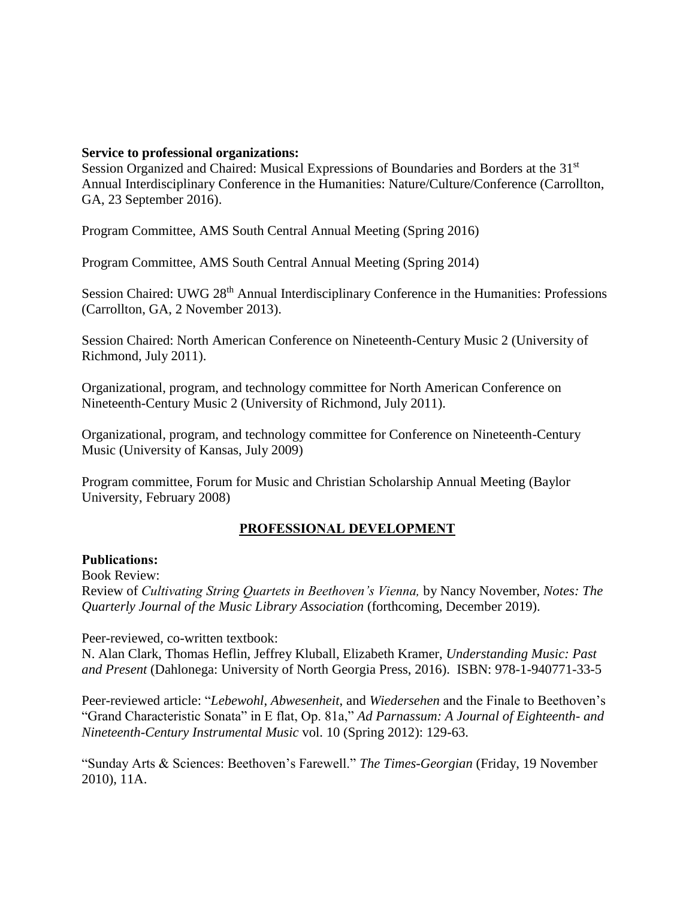**Service to professional organizations:**

Session Organized and Chaired: Musical Expressions of Boundaries and Borders at the 31st Annual Interdisciplinary Conference in the Humanities: Nature/Culture/Conference (Carrollton, GA, 23 September 2016).

Program Committee, AMS South Central Annual Meeting (Spring 2016)

Program Committee, AMS South Central Annual Meeting (Spring 2014)

Session Chaired: UWG 28th Annual Interdisciplinary Conference in the Humanities: Professions (Carrollton, GA, 2 November 2013).

Session Chaired: North American Conference on Nineteenth-Century Music 2 (University of Richmond, July 2011).

Organizational, program, and technology committee for North American Conference on Nineteenth-Century Music 2 (University of Richmond, July 2011).

Organizational, program, and technology committee for Conference on Nineteenth-Century Music (University of Kansas, July 2009)

Program committee, Forum for Music and Christian Scholarship Annual Meeting (Baylor University, February 2008)

## PROFESSIONAL DEVELOPMENT

**Publications:**

Book Review:
Review of *Cultivating String Quartets in Beethoven's Vienna,* by Nancy November, *Notes: The Quarterly Journal of the Music Library Association* (forthcoming, December 2019).

Peer-reviewed, co-written textbook:
N. Alan Clark, Thomas Heflin, Jeffrey Kluball, Elizabeth Kramer, *Understanding Music: Past and Present* (Dahlonega: University of North Georgia Press, 2016). ISBN: 978-1-940771-33-5

Peer-reviewed article: "*Lebewohl, Abwesenheit,* and *Wiedersehen* and the Finale to Beethoven's "Grand Characteristic Sonata" in E flat, Op. 81a," *Ad Parnassum: A Journal of Eighteenth- and Nineteenth-Century Instrumental Music* vol. 10 (Spring 2012): 129-63.

"Sunday Arts & Sciences: Beethoven's Farewell." *The Times-Georgian* (Friday, 19 November 2010), 11A.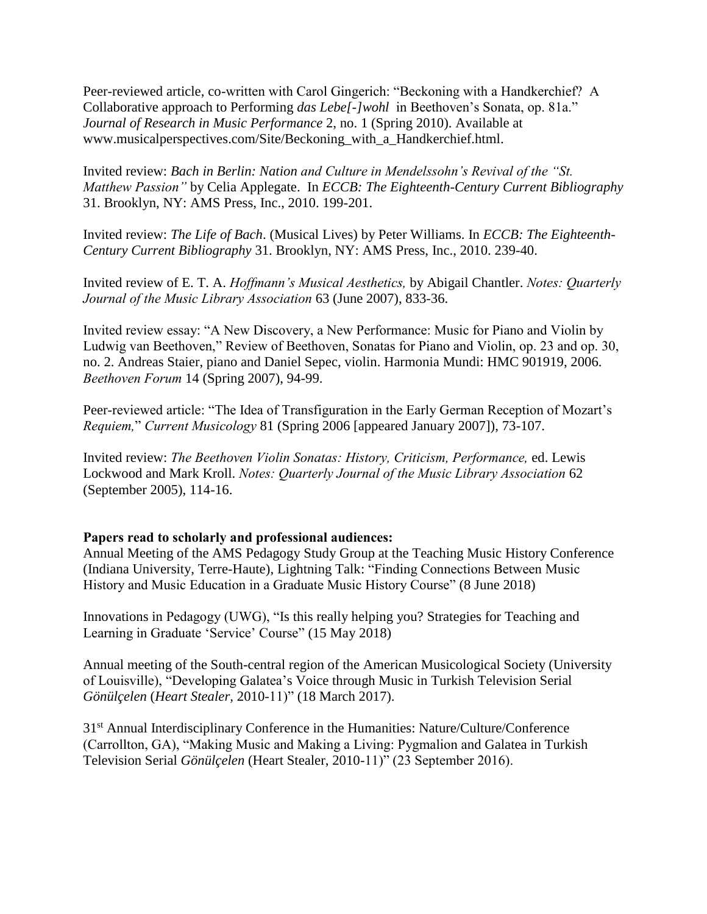Peer-reviewed article, co-written with Carol Gingerich: "Beckoning with a Handkerchief? A Collaborative approach to Performing *das Lebe[-]wohl* in Beethoven's Sonata, op. 81a." *Journal of Research in Music Performance* 2, no. 1 (Spring 2010). Available at www.musicalperspectives.com/Site/Beckoning_with_a_Handkerchief.html.

Invited review: *Bach in Berlin: Nation and Culture in Mendelssohn's Revival of the "St. Matthew Passion"* by Celia Applegate. In *ECCB: The Eighteenth-Century Current Bibliography* 31. Brooklyn, NY: AMS Press, Inc., 2010. 199-201.

Invited review: *The Life of Bach*. (Musical Lives) by Peter Williams. In *ECCB: The Eighteenth-Century Current Bibliography* 31. Brooklyn, NY: AMS Press, Inc., 2010. 239-40.

Invited review of E. T. A. *Hoffmann's Musical Aesthetics,* by Abigail Chantler. *Notes: Quarterly Journal of the Music Library Association* 63 (June 2007), 833-36.

Invited review essay: "A New Discovery, a New Performance: Music for Piano and Violin by Ludwig van Beethoven," Review of Beethoven, Sonatas for Piano and Violin, op. 23 and op. 30, no. 2. Andreas Staier, piano and Daniel Sepec, violin. Harmonia Mundi: HMC 901919, 2006. *Beethoven Forum* 14 (Spring 2007), 94-99.

Peer-reviewed article: "The Idea of Transfiguration in the Early German Reception of Mozart's *Requiem,*" *Current Musicology* 81 (Spring 2006 [appeared January 2007]), 73-107.

Invited review: *The Beethoven Violin Sonatas: History, Criticism, Performance,* ed. Lewis Lockwood and Mark Kroll. *Notes: Quarterly Journal of the Music Library Association* 62 (September 2005), 114-16.

**Papers read to scholarly and professional audiences:**

Annual Meeting of the AMS Pedagogy Study Group at the Teaching Music History Conference (Indiana University, Terre-Haute), Lightning Talk: "Finding Connections Between Music History and Music Education in a Graduate Music History Course" (8 June 2018)

Innovations in Pedagogy (UWG), "Is this really helping you? Strategies for Teaching and Learning in Graduate 'Service' Course" (15 May 2018)

Annual meeting of the South-central region of the American Musicological Society (University of Louisville), "Developing Galatea's Voice through Music in Turkish Television Serial *Gönülçelen* (*Heart Stealer*, 2010-11)" (18 March 2017).

31st Annual Interdisciplinary Conference in the Humanities: Nature/Culture/Conference (Carrollton, GA), "Making Music and Making a Living: Pygmalion and Galatea in Turkish Television Serial *Gönülçelen* (Heart Stealer, 2010-11)" (23 September 2016).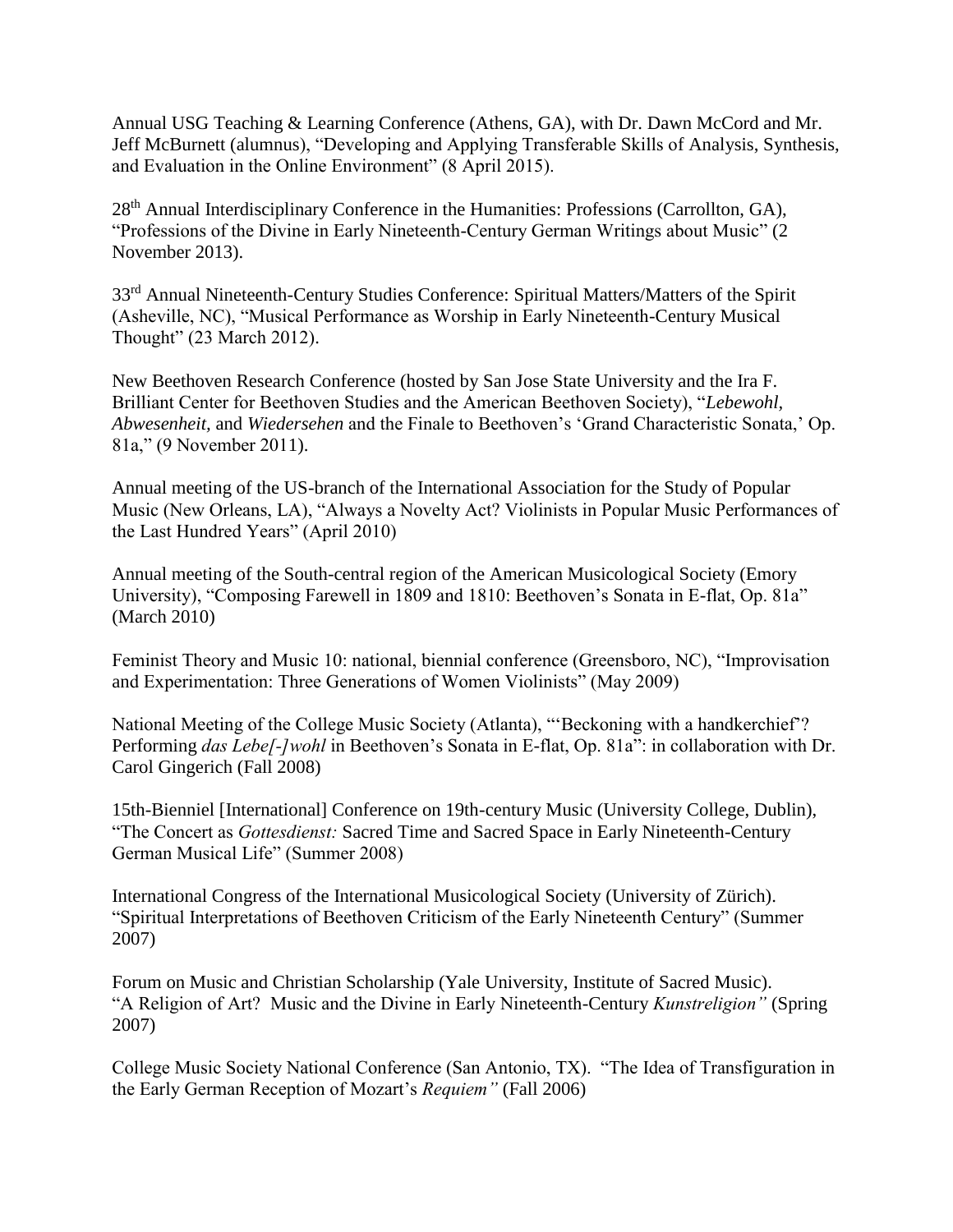Annual USG Teaching & Learning Conference (Athens, GA), with Dr. Dawn McCord and Mr. Jeff McBurnett (alumnus), "Developing and Applying Transferable Skills of Analysis, Synthesis, and Evaluation in the Online Environment" (8 April 2015).

28th Annual Interdisciplinary Conference in the Humanities: Professions (Carrollton, GA), "Professions of the Divine in Early Nineteenth-Century German Writings about Music" (2 November 2013).

33rd Annual Nineteenth-Century Studies Conference: Spiritual Matters/Matters of the Spirit (Asheville, NC), "Musical Performance as Worship in Early Nineteenth-Century Musical Thought" (23 March 2012).

New Beethoven Research Conference (hosted by San Jose State University and the Ira F. Brilliant Center for Beethoven Studies and the American Beethoven Society), "*Lebewohl, Abwesenheit,* and *Wiedersehen* and the Finale to Beethoven's 'Grand Characteristic Sonata,' Op. 81a," (9 November 2011).

Annual meeting of the US-branch of the International Association for the Study of Popular Music (New Orleans, LA), "Always a Novelty Act? Violinists in Popular Music Performances of the Last Hundred Years" (April 2010)

Annual meeting of the South-central region of the American Musicological Society (Emory University), "Composing Farewell in 1809 and 1810: Beethoven's Sonata in E-flat, Op. 81a" (March 2010)

Feminist Theory and Music 10: national, biennial conference (Greensboro, NC), "Improvisation and Experimentation: Three Generations of Women Violinists" (May 2009)

National Meeting of the College Music Society (Atlanta), "'Beckoning with a handkerchief'? Performing *das Lebe[-]wohl* in Beethoven's Sonata in E-flat, Op. 81a": in collaboration with Dr. Carol Gingerich (Fall 2008)

15th-Bienniel [International] Conference on 19th-century Music (University College, Dublin), "The Concert as *Gottesdienst:* Sacred Time and Sacred Space in Early Nineteenth-Century German Musical Life" (Summer 2008)

International Congress of the International Musicological Society (University of Zürich). "Spiritual Interpretations of Beethoven Criticism of the Early Nineteenth Century" (Summer 2007)

Forum on Music and Christian Scholarship (Yale University, Institute of Sacred Music). "A Religion of Art? Music and the Divine in Early Nineteenth-Century *Kunstreligion"* (Spring 2007)

College Music Society National Conference (San Antonio, TX). "The Idea of Transfiguration in the Early German Reception of Mozart's *Requiem"* (Fall 2006)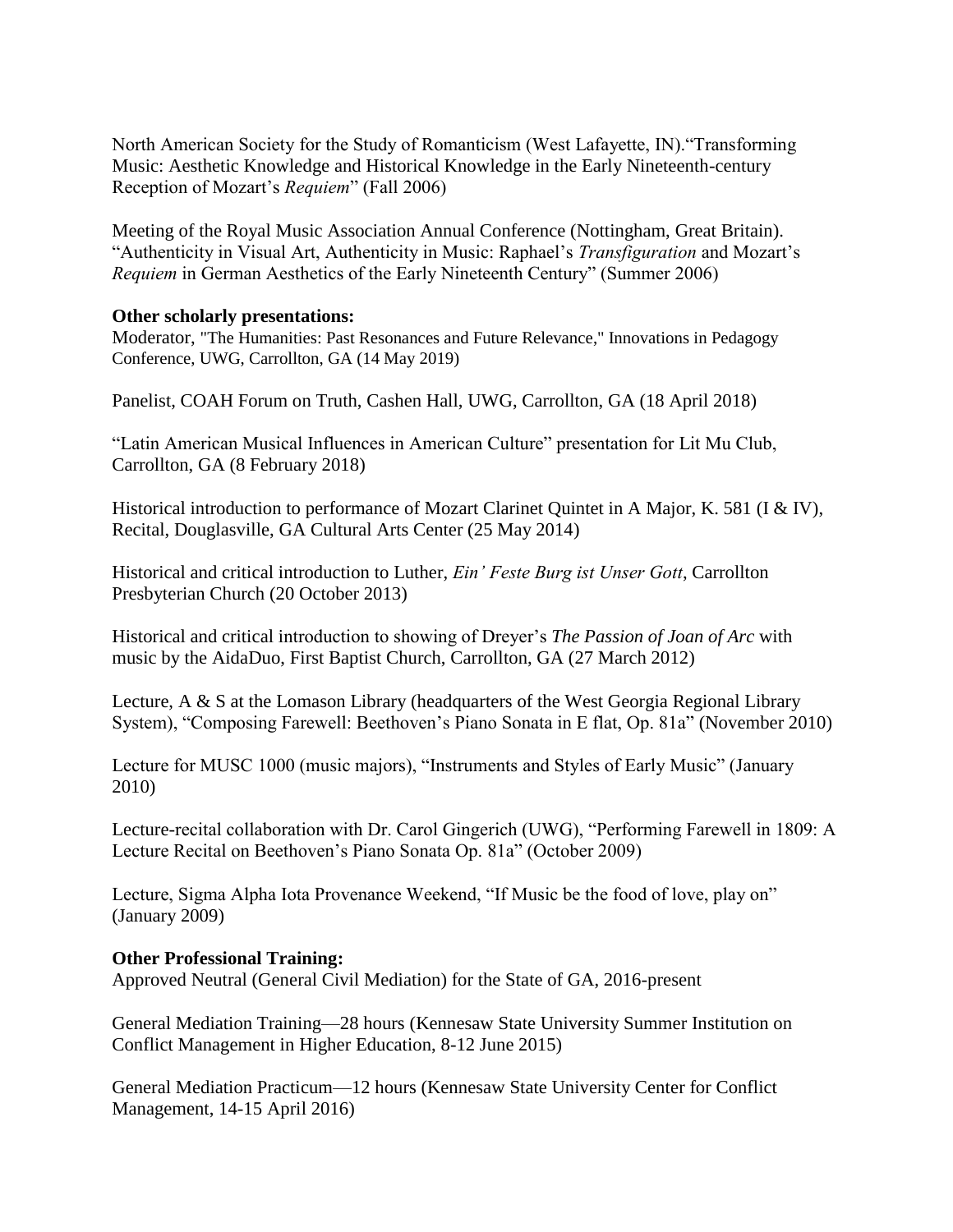North American Society for the Study of Romanticism (West Lafayette, IN).“Transforming Music: Aesthetic Knowledge and Historical Knowledge in the Early Nineteenth-century Reception of Mozart’s *Requiem*” (Fall 2006)

Meeting of the Royal Music Association Annual Conference (Nottingham, Great Britain). “Authenticity in Visual Art, Authenticity in Music: Raphael’s *Transfiguration* and Mozart’s *Requiem* in German Aesthetics of the Early Nineteenth Century” (Summer 2006)

**Other scholarly presentations:**
Moderator, "The Humanities: Past Resonances and Future Relevance," Innovations in Pedagogy Conference, UWG, Carrollton, GA (14 May 2019)

Panelist, COAH Forum on Truth, Cashen Hall, UWG, Carrollton, GA (18 April 2018)

“Latin American Musical Influences in American Culture” presentation for Lit Mu Club, Carrollton, GA (8 February 2018)

Historical introduction to performance of Mozart Clarinet Quintet in A Major, K. 581 (I & IV), Recital, Douglasville, GA Cultural Arts Center (25 May 2014)

Historical and critical introduction to Luther, *Ein’ Feste Burg ist Unser Gott*, Carrollton Presbyterian Church (20 October 2013)

Historical and critical introduction to showing of Dreyer’s *The Passion of Joan of Arc* with music by the AidaDuo, First Baptist Church, Carrollton, GA (27 March 2012)

Lecture, A & S at the Lomason Library (headquarters of the West Georgia Regional Library System), “Composing Farewell: Beethoven’s Piano Sonata in E flat, Op. 81a” (November 2010)

Lecture for MUSC 1000 (music majors), “Instruments and Styles of Early Music” (January 2010)

Lecture-recital collaboration with Dr. Carol Gingerich (UWG), “Performing Farewell in 1809: A Lecture Recital on Beethoven’s Piano Sonata Op. 81a” (October 2009)

Lecture, Sigma Alpha Iota Provenance Weekend, “If Music be the food of love, play on” (January 2009)

**Other Professional Training:**
Approved Neutral (General Civil Mediation) for the State of GA, 2016-present

General Mediation Training—28 hours (Kennesaw State University Summer Institution on Conflict Management in Higher Education, 8-12 June 2015)

General Mediation Practicum—12 hours (Kennesaw State University Center for Conflict Management, 14-15 April 2016)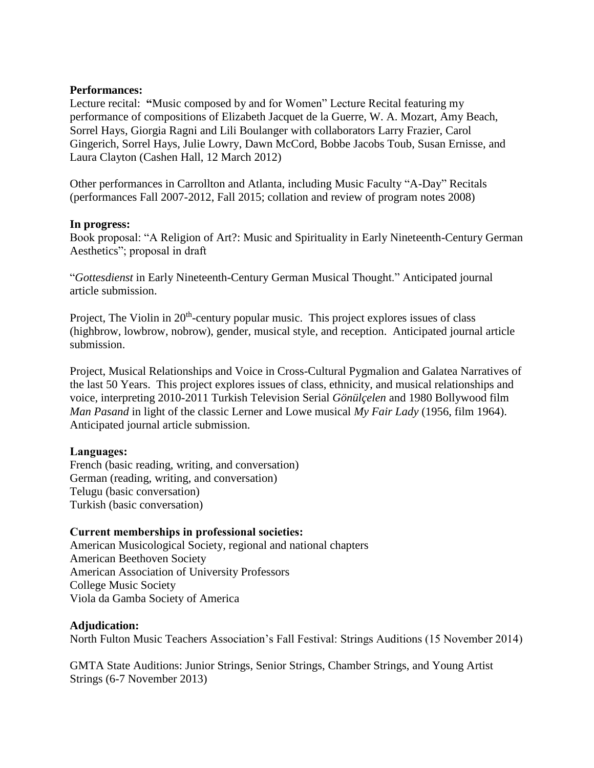**Performances:**

Lecture recital: **"**Music composed by and for Women" Lecture Recital featuring my performance of compositions of Elizabeth Jacquet de la Guerre, W. A. Mozart, Amy Beach, Sorrel Hays, Giorgia Ragni and Lili Boulanger with collaborators Larry Frazier, Carol Gingerich, Sorrel Hays, Julie Lowry, Dawn McCord, Bobbe Jacobs Toub, Susan Ernisse, and Laura Clayton (Cashen Hall, 12 March 2012)

Other performances in Carrollton and Atlanta, including Music Faculty "A-Day" Recitals (performances Fall 2007-2012, Fall 2015; collation and review of program notes 2008)

**In progress:**

Book proposal: "A Religion of Art?: Music and Spirituality in Early Nineteenth-Century German Aesthetics"; proposal in draft

"*Gottesdienst* in Early Nineteenth-Century German Musical Thought." Anticipated journal article submission.

Project, The Violin in 20th-century popular music. This project explores issues of class (highbrow, lowbrow, nobrow), gender, musical style, and reception. Anticipated journal article submission.

Project, Musical Relationships and Voice in Cross-Cultural Pygmalion and Galatea Narratives of the last 50 Years. This project explores issues of class, ethnicity, and musical relationships and voice, interpreting 2010-2011 Turkish Television Serial *Gönülçelen* and 1980 Bollywood film *Man Pasand* in light of the classic Lerner and Lowe musical *My Fair Lady* (1956, film 1964). Anticipated journal article submission.

**Languages:**

French (basic reading, writing, and conversation)
German (reading, writing, and conversation)
Telugu (basic conversation)
Turkish (basic conversation)

**Current memberships in professional societies:**

American Musicological Society, regional and national chapters
American Beethoven Society
American Association of University Professors
College Music Society
Viola da Gamba Society of America

**Adjudication:**

North Fulton Music Teachers Association's Fall Festival: Strings Auditions (15 November 2014)

GMTA State Auditions: Junior Strings, Senior Strings, Chamber Strings, and Young Artist Strings (6-7 November 2013)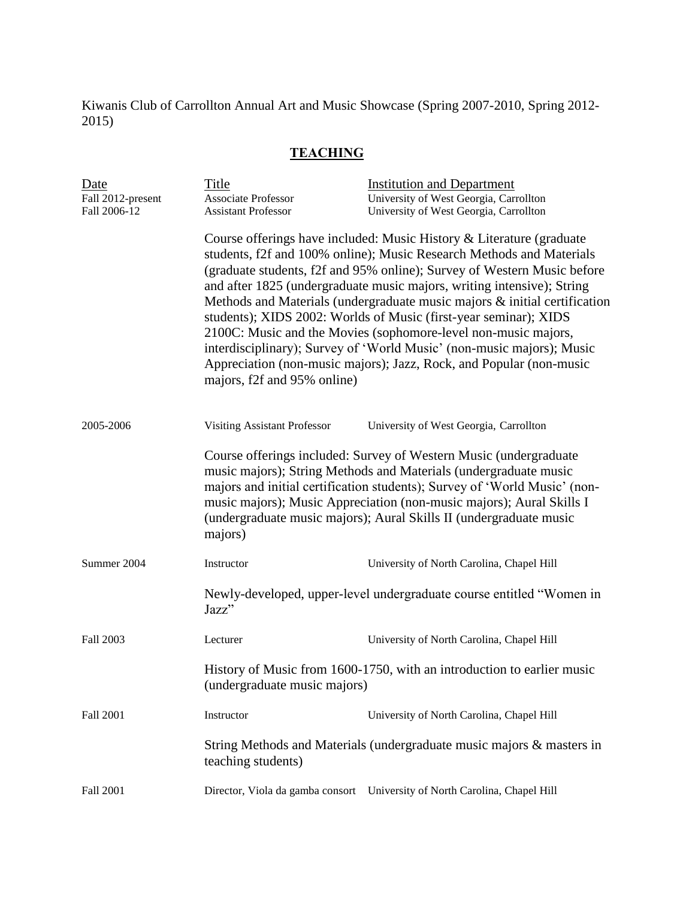Kiwanis Club of Carrollton Annual Art and Music Showcase (Spring 2007-2010, Spring 2012-2015)

## TEACHING

| Date | Title | Institution and Department |
|---|---|---|
| Fall 2012-present | Associate Professor | University of West Georgia, Carrollton |
| Fall 2006-12 | Assistant Professor | University of West Georgia, Carrollton |

Course offerings have included: Music History & Literature (graduate students, f2f and 100% online); Music Research Methods and Materials (graduate students, f2f and 95% online); Survey of Western Music before and after 1825 (undergraduate music majors, writing intensive); String Methods and Materials (undergraduate music majors & initial certification students); XIDS 2002: Worlds of Music (first-year seminar); XIDS 2100C: Music and the Movies (sophomore-level non-music majors, interdisciplinary); Survey of 'World Music' (non-music majors); Music Appreciation (non-music majors); Jazz, Rock, and Popular (non-music majors, f2f and 95% online)

| | | |
|---|---|---|
| 2005-2006 | Visiting Assistant Professor | University of West Georgia, Carrollton |

Course offerings included: Survey of Western Music (undergraduate music majors); String Methods and Materials (undergraduate music majors and initial certification students); Survey of 'World Music' (non-music majors); Music Appreciation (non-music majors); Aural Skills I (undergraduate music majors); Aural Skills II (undergraduate music majors)

| | | |
|---|---|---|
| Summer 2004 | Instructor | University of North Carolina, Chapel Hill |

Newly-developed, upper-level undergraduate course entitled "Women in Jazz"

| | | |
|---|---|---|
| Fall 2003 | Lecturer | University of North Carolina, Chapel Hill |

History of Music from 1600-1750, with an introduction to earlier music (undergraduate music majors)

| | | |
|---|---|---|
| Fall 2001 | Instructor | University of North Carolina, Chapel Hill |

String Methods and Materials (undergraduate music majors & masters in teaching students)

| | | |
|---|---|---|
| Fall 2001 | Director, Viola da gamba consort | University of North Carolina, Chapel Hill |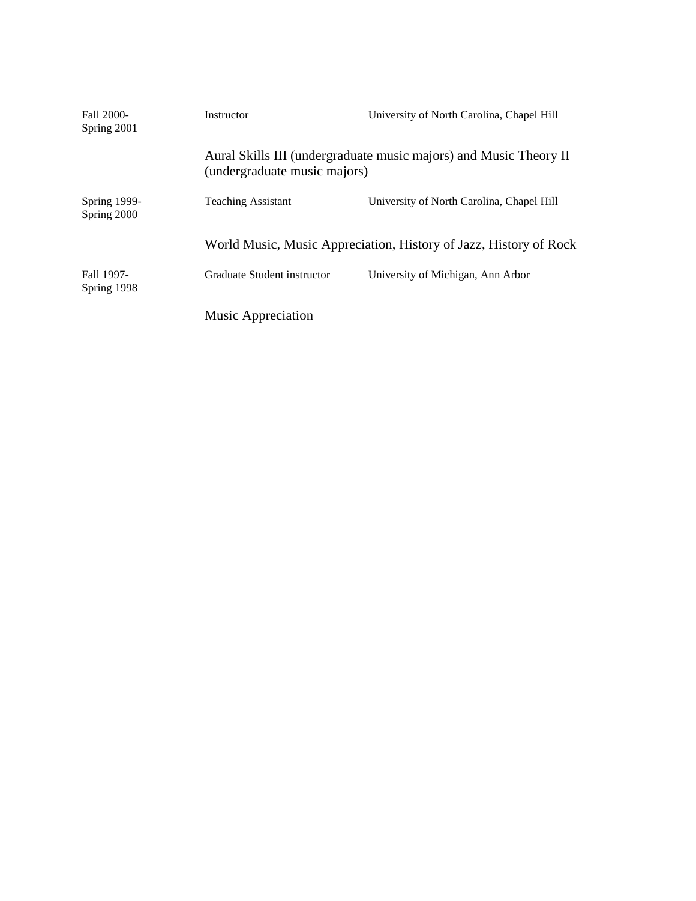| | | |
|---|---|---|
| Fall 2000-Spring 2001 | Instructor | University of North Carolina, Chapel Hill |
| | Aural Skills III (undergraduate music majors) and Music Theory II (undergraduate music majors) | |
| Spring 1999-Spring 2000 | Teaching Assistant | University of North Carolina, Chapel Hill |
| | World Music, Music Appreciation, History of Jazz, History of Rock | |
| Fall 1997-Spring 1998 | Graduate Student instructor | University of Michigan, Ann Arbor |
| | Music Appreciation | |